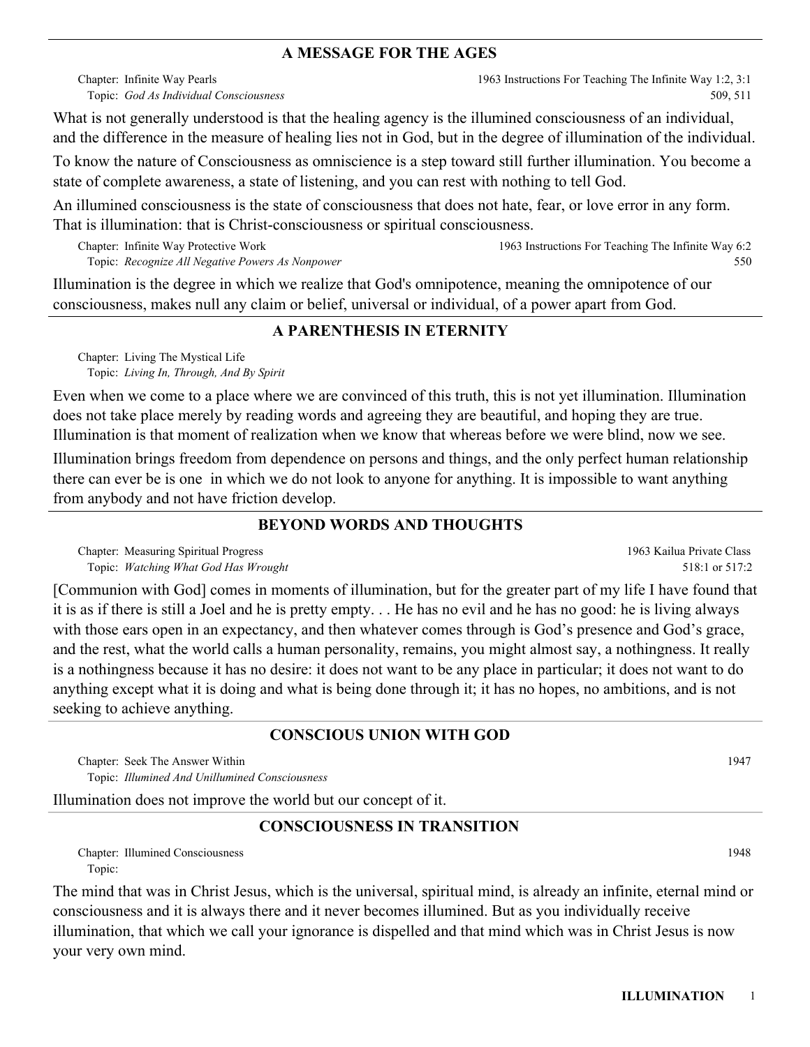## A MESSAGE FOR THE AGES

Chapter: Infinite Way Pearls — 1963 Instructions For Teaching The Infinite Way 1:2, 3:1
Topic: *God As Individual Consciousness* — 509, 511

What is not generally understood is that the healing agency is the illumined consciousness of an individual, and the difference in the measure of healing lies not in God, but in the degree of illumination of the individual.

To know the nature of Consciousness as omniscience is a step toward still further illumination. You become a state of complete awareness, a state of listening, and you can rest with nothing to tell God.

An illumined consciousness is the state of consciousness that does not hate, fear, or love error in any form. That is illumination: that is Christ-consciousness or spiritual consciousness.

Chapter: Infinite Way Protective Work — 1963 Instructions For Teaching The Infinite Way 6:2
Topic: *Recognize All Negative Powers As Nonpower* — 550

Illumination is the degree in which we realize that God's omnipotence, meaning the omnipotence of our consciousness, makes null any claim or belief, universal or individual, of a power apart from God.

## A PARENTHESIS IN ETERNITY

Chapter: Living The Mystical Life
Topic: *Living In, Through, And By Spirit*

Even when we come to a place where we are convinced of this truth, this is not yet illumination. Illumination does not take place merely by reading words and agreeing they are beautiful, and hoping they are true. Illumination is that moment of realization when we know that whereas before we were blind, now we see.

Illumination brings freedom from dependence on persons and things, and the only perfect human relationship there can ever be is one in which we do not look to anyone for anything. It is impossible to want anything from anybody and not have friction develop.

## BEYOND WORDS AND THOUGHTS

Chapter: Measuring Spiritual Progress — 1963 Kailua Private Class
Topic: *Watching What God Has Wrought* — 518:1 or 517:2

[Communion with God] comes in moments of illumination, but for the greater part of my life I have found that it is as if there is still a Joel and he is pretty empty. . . He has no evil and he has no good: he is living always with those ears open in an expectancy, and then whatever comes through is God's presence and God's grace, and the rest, what the world calls a human personality, remains, you might almost say, a nothingness. It really is a nothingness because it has no desire: it does not want to be any place in particular; it does not want to do anything except what it is doing and what is being done through it; it has no hopes, no ambitions, and is not seeking to achieve anything.

## CONSCIOUS UNION WITH GOD

Chapter: Seek The Answer Within — 1947
Topic: *Illumined And Unillumined Consciousness*

Illumination does not improve the world but our concept of it.

## CONSCIOUSNESS IN TRANSITION

Chapter: Illumined Consciousness — 1948
Topic:

The mind that was in Christ Jesus, which is the universal, spiritual mind, is already an infinite, eternal mind or consciousness and it is always there and it never becomes illumined. But as you individually receive illumination, that which we call your ignorance is dispelled and that mind which was in Christ Jesus is now your very own mind.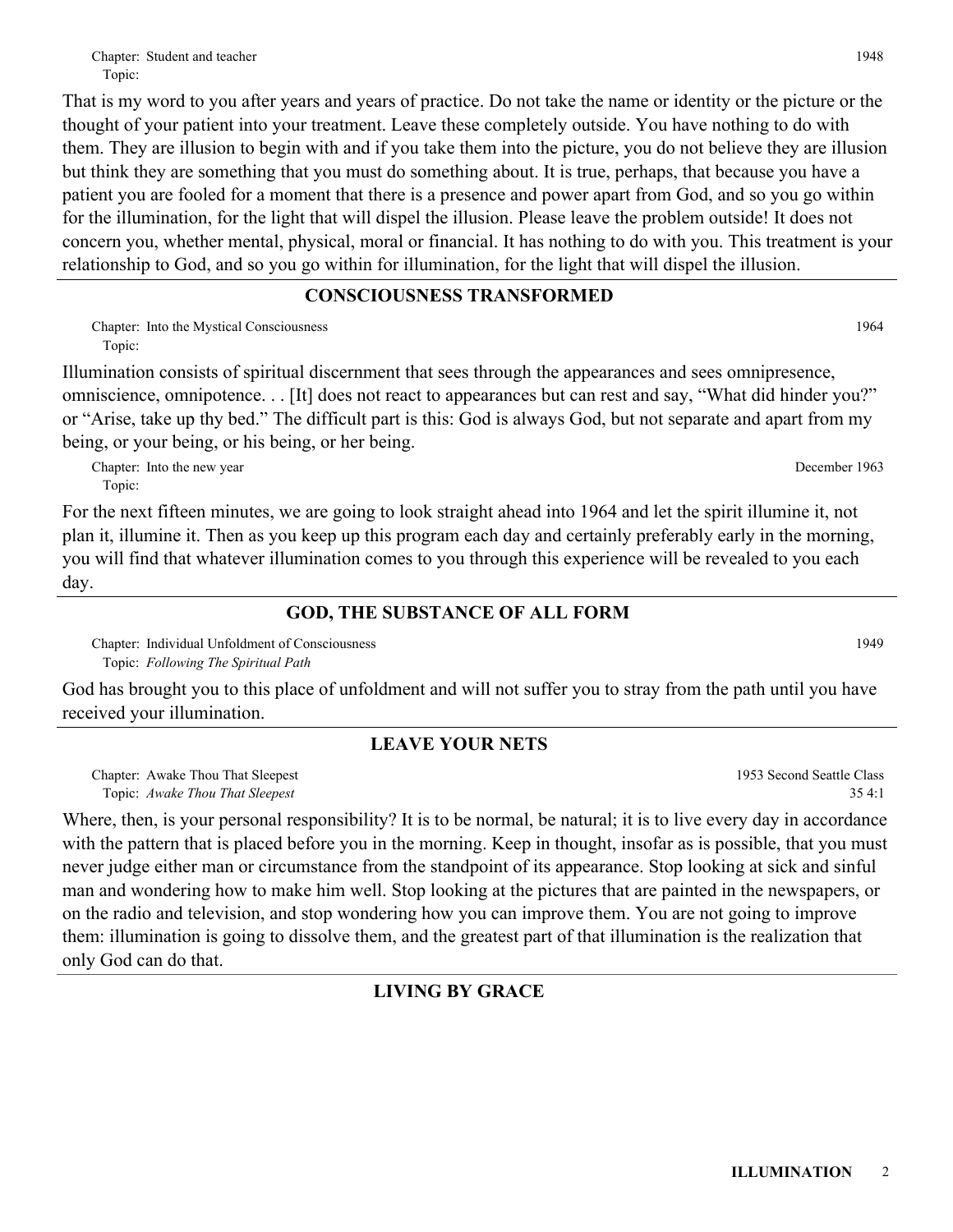Chapter: Student and teacher 1948
Topic:

That is my word to you after years and years of practice. Do not take the name or identity or the picture or the thought of your patient into your treatment. Leave these completely outside. You have nothing to do with them. They are illusion to begin with and if you take them into the picture, you do not believe they are illusion but think they are something that you must do something about. It is true, perhaps, that because you have a patient you are fooled for a moment that there is a presence and power apart from God, and so you go within for the illumination, for the light that will dispel the illusion. Please leave the problem outside! It does not concern you, whether mental, physical, moral or financial. It has nothing to do with you. This treatment is your relationship to God, and so you go within for illumination, for the light that will dispel the illusion.

---

**CONSCIOUSNESS TRANSFORMED**

Chapter: Into the Mystical Consciousness 1964
Topic:

Illumination consists of spiritual discernment that sees through the appearances and sees omnipresence, omniscience, omnipotence. . . [It] does not react to appearances but can rest and say, "What did hinder you?" or "Arise, take up thy bed." The difficult part is this: God is always God, but not separate and apart from my being, or your being, or his being, or her being.

Chapter: Into the new year December 1963
Topic:

For the next fifteen minutes, we are going to look straight ahead into 1964 and let the spirit illumine it, not plan it, illumine it. Then as you keep up this program each day and certainly preferably early in the morning, you will find that whatever illumination comes to you through this experience will be revealed to you each day.

---

**GOD, THE SUBSTANCE OF ALL FORM**

Chapter: Individual Unfoldment of Consciousness 1949
Topic: *Following The Spiritual Path*

God has brought you to this place of unfoldment and will not suffer you to stray from the path until you have received your illumination.

---

**LEAVE YOUR NETS**

Chapter: Awake Thou That Sleepest 1953 Second Seattle Class
Topic: *Awake Thou That Sleepest* 35 4:1

Where, then, is your personal responsibility? It is to be normal, be natural; it is to live every day in accordance with the pattern that is placed before you in the morning. Keep in thought, insofar as is possible, that you must never judge either man or circumstance from the standpoint of its appearance. Stop looking at sick and sinful man and wondering how to make him well. Stop looking at the pictures that are painted in the newspapers, or on the radio and television, and stop wondering how you can improve them. You are not going to improve them: illumination is going to dissolve them, and the greatest part of that illumination is the realization that only God can do that.

---

**LIVING BY GRACE**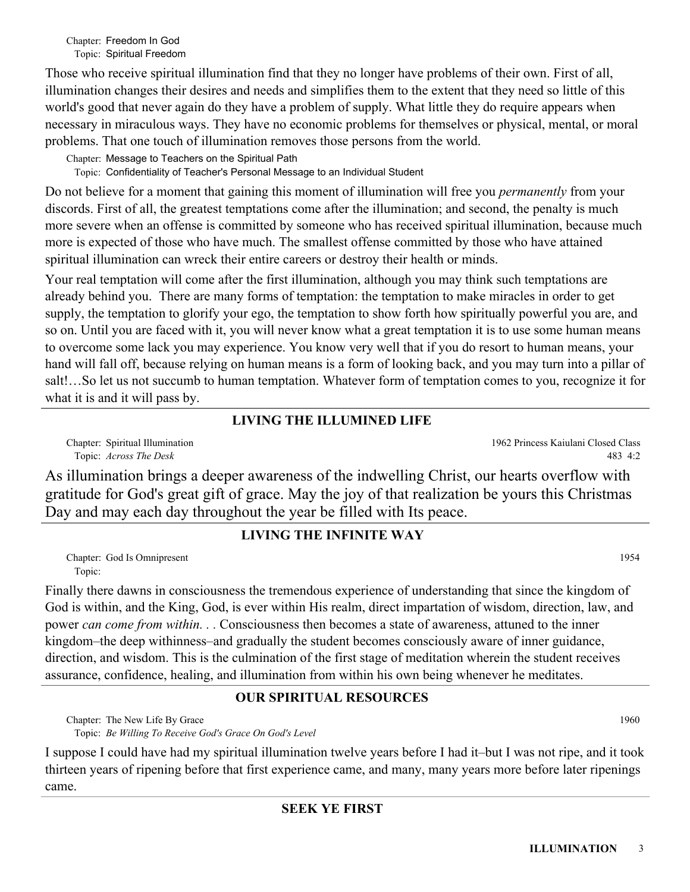Chapter: Freedom In God
Topic: Spiritual Freedom

Those who receive spiritual illumination find that they no longer have problems of their own. First of all, illumination changes their desires and needs and simplifies them to the extent that they need so little of this world's good that never again do they have a problem of supply. What little they do require appears when necessary in miraculous ways. They have no economic problems for themselves or physical, mental, or moral problems. That one touch of illumination removes those persons from the world.

Chapter: Message to Teachers on the Spiritual Path
Topic: Confidentiality of Teacher's Personal Message to an Individual Student

Do not believe for a moment that gaining this moment of illumination will free you *permanently* from your discords. First of all, the greatest temptations come after the illumination; and second, the penalty is much more severe when an offense is committed by someone who has received spiritual illumination, because much more is expected of those who have much. The smallest offense committed by those who have attained spiritual illumination can wreck their entire careers or destroy their health or minds.

Your real temptation will come after the first illumination, although you may think such temptations are already behind you. There are many forms of temptation: the temptation to make miracles in order to get supply, the temptation to glorify your ego, the temptation to show forth how spiritually powerful you are, and so on. Until you are faced with it, you will never know what a great temptation it is to use some human means to overcome some lack you may experience. You know very well that if you do resort to human means, your hand will fall off, because relying on human means is a form of looking back, and you may turn into a pillar of salt!…So let us not succumb to human temptation. Whatever form of temptation comes to you, recognize it for what it is and it will pass by.

## LIVING THE ILLUMINED LIFE

Chapter: Spiritual Illumination — 1962 Princess Kaiulani Closed Class
Topic: *Across The Desk* — 483 4:2

As illumination brings a deeper awareness of the indwelling Christ, our hearts overflow with gratitude for God's great gift of grace. May the joy of that realization be yours this Christmas Day and may each day throughout the year be filled with Its peace.

## LIVING THE INFINITE WAY

Chapter: God Is Omnipresent — 1954
Topic:

Finally there dawns in consciousness the tremendous experience of understanding that since the kingdom of God is within, and the King, God, is ever within His realm, direct impartation of wisdom, direction, law, and power *can come from within. . .* Consciousness then becomes a state of awareness, attuned to the inner kingdom–the deep withinness–and gradually the student becomes consciously aware of inner guidance, direction, and wisdom. This is the culmination of the first stage of meditation wherein the student receives assurance, confidence, healing, and illumination from within his own being whenever he meditates.

## OUR SPIRITUAL RESOURCES

Chapter: The New Life By Grace — 1960
Topic: *Be Willing To Receive God's Grace On God's Level*

I suppose I could have had my spiritual illumination twelve years before I had it–but I was not ripe, and it took thirteen years of ripening before that first experience came, and many, many years more before later ripenings came.

## SEEK YE FIRST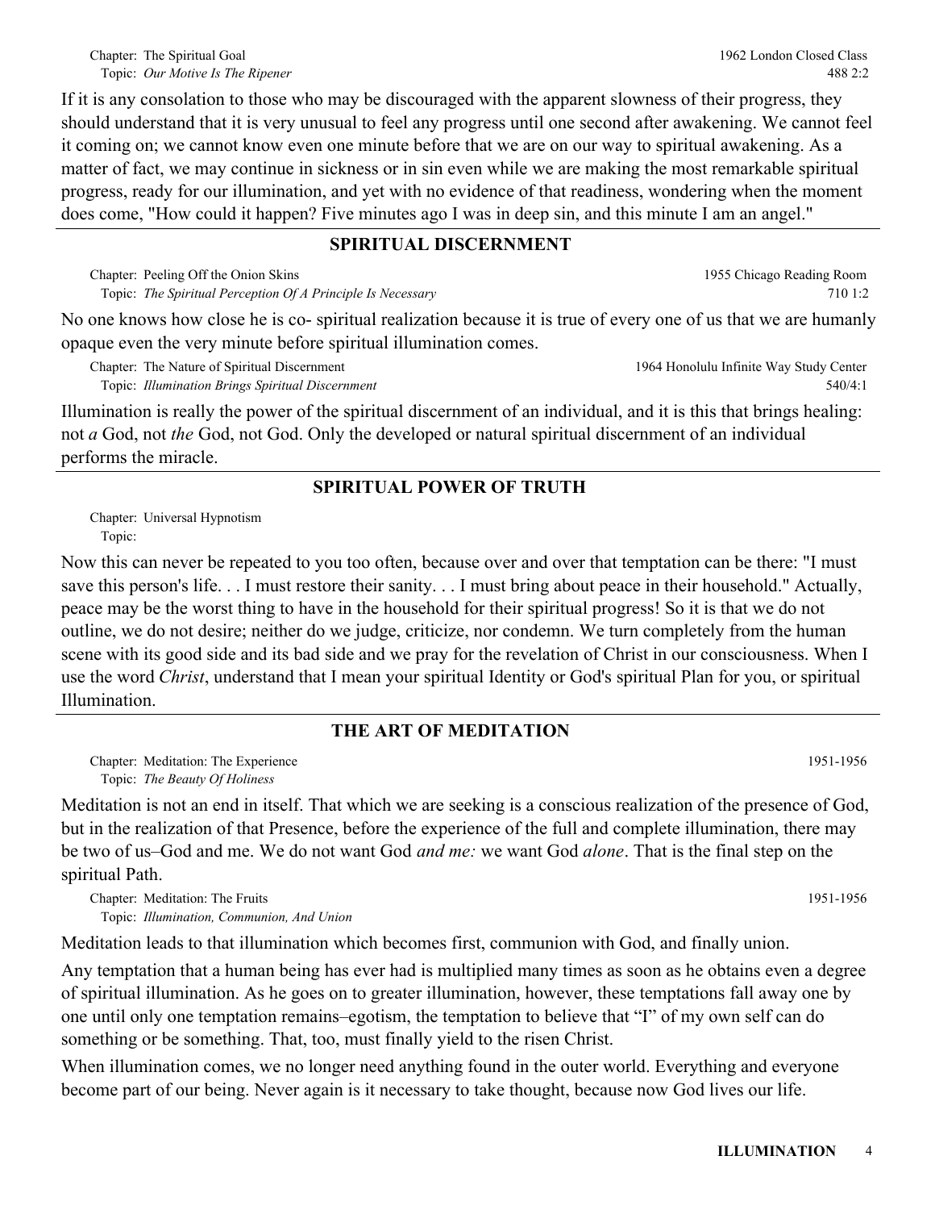Chapter: The Spiritual Goal — 1962 London Closed Class
Topic: *Our Motive Is The Ripener* — 488 2:2

If it is any consolation to those who may be discouraged with the apparent slowness of their progress, they should understand that it is very unusual to feel any progress until one second after awakening. We cannot feel it coming on; we cannot know even one minute before that we are on our way to spiritual awakening. As a matter of fact, we may continue in sickness or in sin even while we are making the most remarkable spiritual progress, ready for our illumination, and yet with no evidence of that readiness, wondering when the moment does come, "How could it happen? Five minutes ago I was in deep sin, and this minute I am an angel."

## SPIRITUAL DISCERNMENT

Chapter: Peeling Off the Onion Skins — 1955 Chicago Reading Room
Topic: *The Spiritual Perception Of A Principle Is Necessary* — 710 1:2

No one knows how close he is co- spiritual realization because it is true of every one of us that we are humanly opaque even the very minute before spiritual illumination comes.

Chapter: The Nature of Spiritual Discernment — 1964 Honolulu Infinite Way Study Center
Topic: *Illumination Brings Spiritual Discernment* — 540/4:1

Illumination is really the power of the spiritual discernment of an individual, and it is this that brings healing: not *a* God, not *the* God, not God. Only the developed or natural spiritual discernment of an individual performs the miracle.

## SPIRITUAL POWER OF TRUTH

Chapter: Universal Hypnotism
Topic:

Now this can never be repeated to you too often, because over and over that temptation can be there: "I must save this person's life. . . I must restore their sanity. . . I must bring about peace in their household." Actually, peace may be the worst thing to have in the household for their spiritual progress! So it is that we do not outline, we do not desire; neither do we judge, criticize, nor condemn. We turn completely from the human scene with its good side and its bad side and we pray for the revelation of Christ in our consciousness. When I use the word *Christ*, understand that I mean your spiritual Identity or God's spiritual Plan for you, or spiritual Illumination.

## THE ART OF MEDITATION

Chapter: Meditation: The Experience — 1951-1956
Topic: *The Beauty Of Holiness*

Meditation is not an end in itself. That which we are seeking is a conscious realization of the presence of God, but in the realization of that Presence, before the experience of the full and complete illumination, there may be two of us–God and me. We do not want God *and me:* we want God *alone*. That is the final step on the spiritual Path.

Chapter: Meditation: The Fruits — 1951-1956
Topic: *Illumination, Communion, And Union*

Meditation leads to that illumination which becomes first, communion with God, and finally union.

Any temptation that a human being has ever had is multiplied many times as soon as he obtains even a degree of spiritual illumination. As he goes on to greater illumination, however, these temptations fall away one by one until only one temptation remains–egotism, the temptation to believe that "I" of my own self can do something or be something. That, too, must finally yield to the risen Christ.

When illumination comes, we no longer need anything found in the outer world. Everything and everyone become part of our being. Never again is it necessary to take thought, because now God lives our life.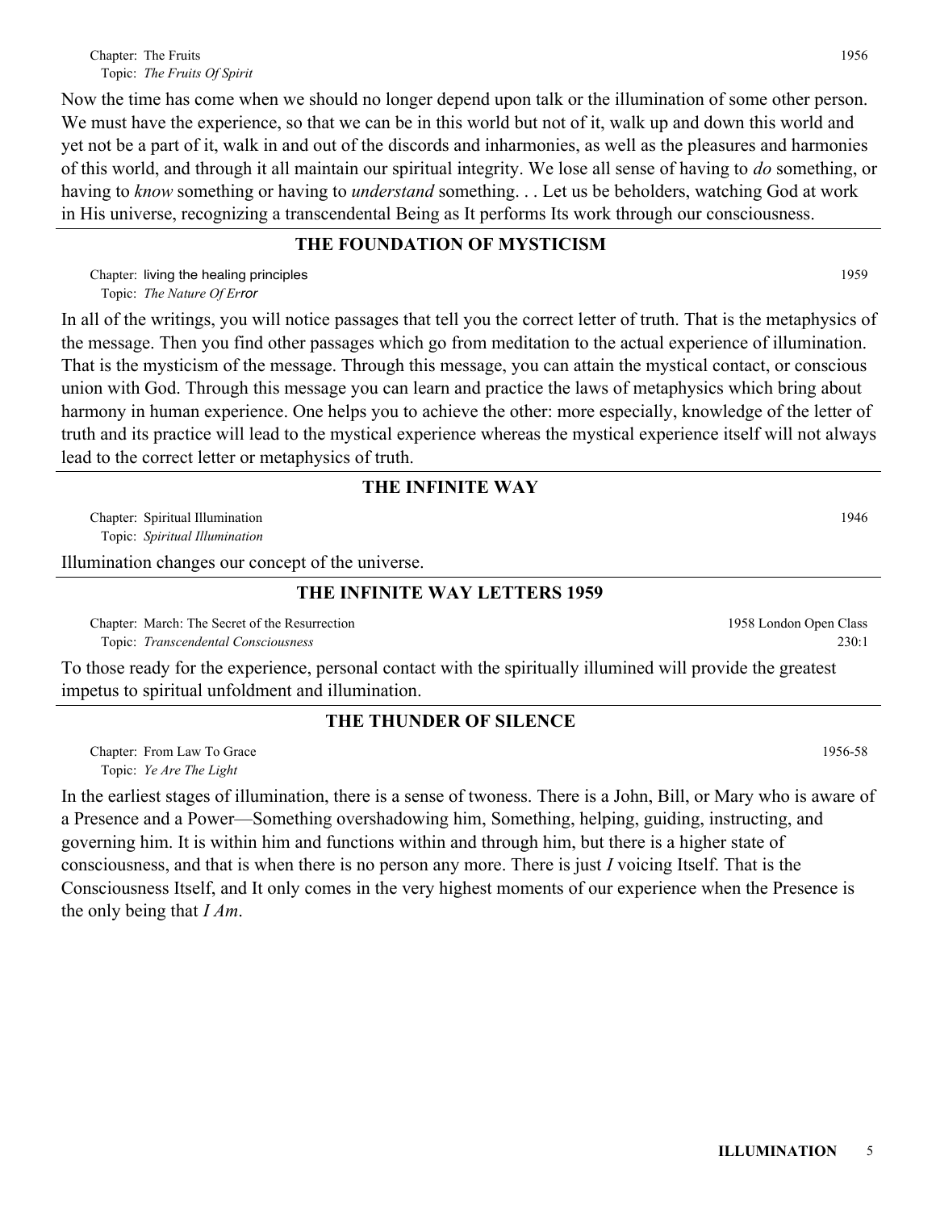Chapter: The Fruits — 1956
Topic: *The Fruits Of Spirit*

Now the time has come when we should no longer depend upon talk or the illumination of some other person. We must have the experience, so that we can be in this world but not of it, walk up and down this world and yet not be a part of it, walk in and out of the discords and inharmonies, as well as the pleasures and harmonies of this world, and through it all maintain our spiritual integrity. We lose all sense of having to *do* something, or having to *know* something or having to *understand* something. . . Let us be beholders, watching God at work in His universe, recognizing a transcendental Being as It performs Its work through our consciousness.

## THE FOUNDATION OF MYSTICISM

Chapter: living the healing principles — 1959
Topic: *The Nature Of Error*

In all of the writings, you will notice passages that tell you the correct letter of truth. That is the metaphysics of the message. Then you find other passages which go from meditation to the actual experience of illumination. That is the mysticism of the message. Through this message, you can attain the mystical contact, or conscious union with God. Through this message you can learn and practice the laws of metaphysics which bring about harmony in human experience. One helps you to achieve the other: more especially, knowledge of the letter of truth and its practice will lead to the mystical experience whereas the mystical experience itself will not always lead to the correct letter or metaphysics of truth.

## THE INFINITE WAY

Chapter: Spiritual Illumination — 1946
Topic: *Spiritual Illumination*

Illumination changes our concept of the universe.

## THE INFINITE WAY LETTERS 1959

Chapter: March: The Secret of the Resurrection — 1958 London Open Class
Topic: *Transcendental Consciousness* — 230:1

To those ready for the experience, personal contact with the spiritually illumined will provide the greatest impetus to spiritual unfoldment and illumination.

## THE THUNDER OF SILENCE

Chapter: From Law To Grace — 1956-58
Topic: *Ye Are The Light*

In the earliest stages of illumination, there is a sense of twoness. There is a John, Bill, or Mary who is aware of a Presence and a Power—Something overshadowing him, Something, helping, guiding, instructing, and governing him. It is within him and functions within and through him, but there is a higher state of consciousness, and that is when there is no person any more. There is just *I* voicing Itself. That is the Consciousness Itself, and It only comes in the very highest moments of our experience when the Presence is the only being that *I Am*.